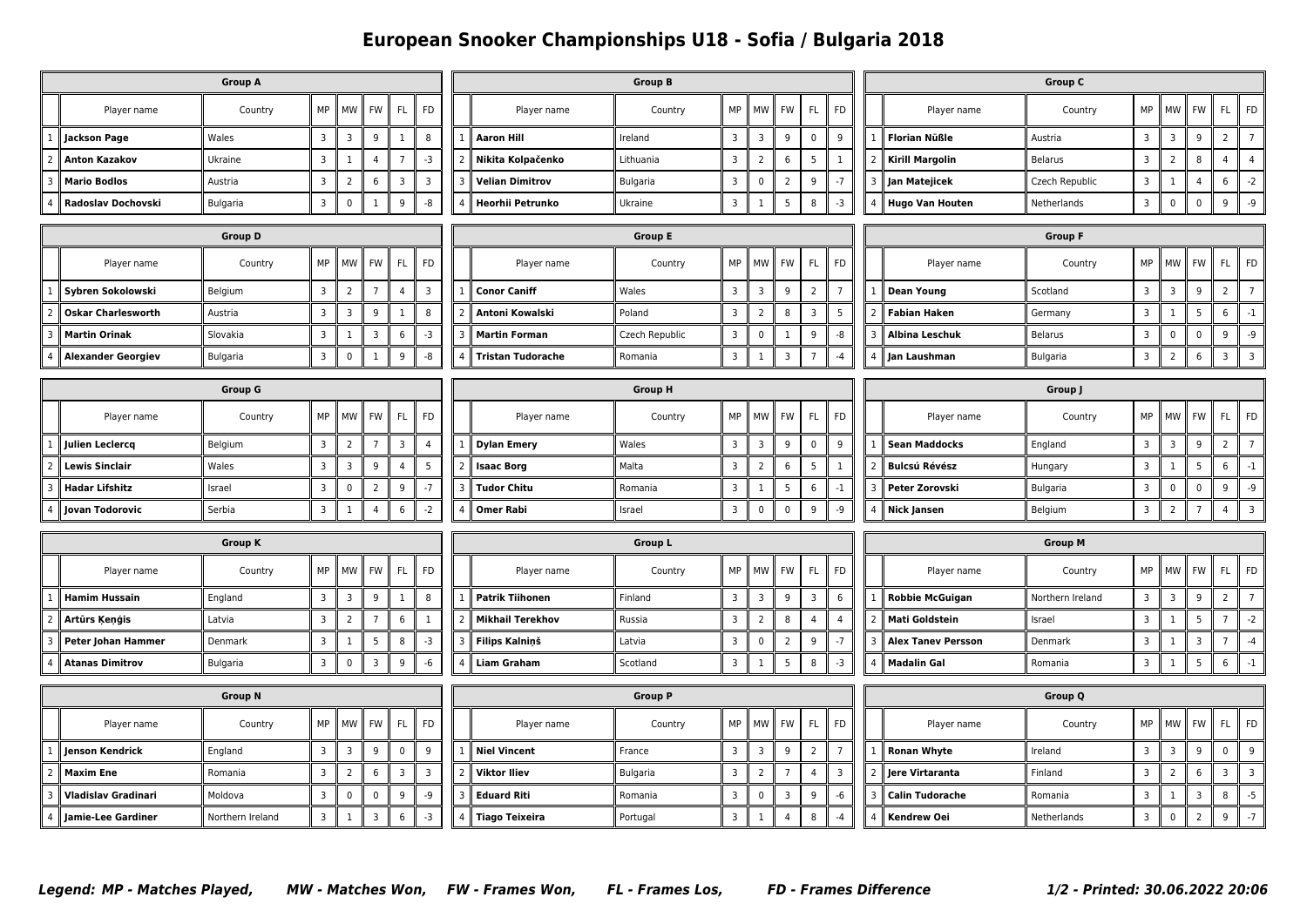# European Snooker Championships U18 - Sofia / Bulgaria 2018

| Group A | | | | | | | |
|---|---|---|---|---|---|---|---|
| | Player name | Country | MP | MW | FW | FL | FD |
| 1 | **Jackson Page** | Wales | 3 | 3 | 9 | 1 | 8 |
| 2 | **Anton Kazakov** | Ukraine | 3 | 1 | 4 | 7 | -3 |
| 3 | **Mario Bodlos** | Austria | 3 | 2 | 6 | 3 | 3 |
| 4 | **Radoslav Dochovski** | Bulgaria | 3 | 0 | 1 | 9 | -8 |

| Group B | | | | | | | |
|---|---|---|---|---|---|---|---|
| | Player name | Country | MP | MW | FW | FL | FD |
| 1 | **Aaron Hill** | Ireland | 3 | 3 | 9 | 0 | 9 |
| 2 | **Nikita Kolpačenko** | Lithuania | 3 | 2 | 6 | 5 | 1 |
| 3 | **Velian Dimitrov** | Bulgaria | 3 | 0 | 2 | 9 | -7 |
| 4 | **Heorhii Petrunko** | Ukraine | 3 | 1 | 5 | 8 | -3 |

| Group C | | | | | | | |
|---|---|---|---|---|---|---|---|
| | Player name | Country | MP | MW | FW | FL | FD |
| 1 | **Florian Nüßle** | Austria | 3 | 3 | 9 | 2 | 7 |
| 2 | **Kirill Margolin** | Belarus | 3 | 2 | 8 | 4 | 4 |
| 3 | **Jan Matejicek** | Czech Republic | 3 | 1 | 4 | 6 | -2 |
| 4 | **Hugo Van Houten** | Netherlands | 3 | 0 | 0 | 9 | -9 |

| Group D | | | | | | | |
|---|---|---|---|---|---|---|---|
| | Player name | Country | MP | MW | FW | FL | FD |
| 1 | **Sybren Sokolowski** | Belgium | 3 | 2 | 7 | 4 | 3 |
| 2 | **Oskar Charlesworth** | Austria | 3 | 3 | 9 | 1 | 8 |
| 3 | **Martin Orinak** | Slovakia | 3 | 1 | 3 | 6 | -3 |
| 4 | **Alexander Georgiev** | Bulgaria | 3 | 0 | 1 | 9 | -8 |

| Group E | | | | | | | |
|---|---|---|---|---|---|---|---|
| | Player name | Country | MP | MW | FW | FL | FD |
| 1 | **Conor Caniff** | Wales | 3 | 3 | 9 | 2 | 7 |
| 2 | **Antoni Kowalski** | Poland | 3 | 2 | 8 | 3 | 5 |
| 3 | **Martin Forman** | Czech Republic | 3 | 0 | 1 | 9 | -8 |
| 4 | **Tristan Tudorache** | Romania | 3 | 1 | 3 | 7 | -4 |

| Group F | | | | | | | |
|---|---|---|---|---|---|---|---|
| | Player name | Country | MP | MW | FW | FL | FD |
| 1 | **Dean Young** | Scotland | 3 | 3 | 9 | 2 | 7 |
| 2 | **Fabian Haken** | Germany | 3 | 1 | 5 | 6 | -1 |
| 3 | **Albina Leschuk** | Belarus | 3 | 0 | 0 | 9 | -9 |
| 4 | **Jan Laushman** | Bulgaria | 3 | 2 | 6 | 3 | 3 |

| Group G | | | | | | | |
|---|---|---|---|---|---|---|---|
| | Player name | Country | MP | MW | FW | FL | FD |
| 1 | **Julien Leclercq** | Belgium | 3 | 2 | 7 | 3 | 4 |
| 2 | **Lewis Sinclair** | Wales | 3 | 3 | 9 | 4 | 5 |
| 3 | **Hadar Lifshitz** | Israel | 3 | 0 | 2 | 9 | -7 |
| 4 | **Jovan Todorovic** | Serbia | 3 | 1 | 4 | 6 | -2 |

| Group H | | | | | | | |
|---|---|---|---|---|---|---|---|
| | Player name | Country | MP | MW | FW | FL | FD |
| 1 | **Dylan Emery** | Wales | 3 | 3 | 9 | 0 | 9 |
| 2 | **Isaac Borg** | Malta | 3 | 2 | 6 | 5 | 1 |
| 3 | **Tudor Chitu** | Romania | 3 | 1 | 5 | 6 | -1 |
| 4 | **Omer Rabi** | Israel | 3 | 0 | 0 | 9 | -9 |

| Group J | | | | | | | |
|---|---|---|---|---|---|---|---|
| | Player name | Country | MP | MW | FW | FL | FD |
| 1 | **Sean Maddocks** | England | 3 | 3 | 9 | 2 | 7 |
| 2 | **Bulcsú Révész** | Hungary | 3 | 1 | 5 | 6 | -1 |
| 3 | **Peter Zorovski** | Bulgaria | 3 | 0 | 0 | 9 | -9 |
| 4 | **Nick Jansen** | Belgium | 3 | 2 | 7 | 4 | 3 |

| Group K | | | | | | | |
|---|---|---|---|---|---|---|---|
| | Player name | Country | MP | MW | FW | FL | FD |
| 1 | **Hamim Hussain** | England | 3 | 3 | 9 | 1 | 8 |
| 2 | **Artūrs Ķeņģis** | Latvia | 3 | 2 | 7 | 6 | 1 |
| 3 | **Peter Johan Hammer** | Denmark | 3 | 1 | 5 | 8 | -3 |
| 4 | **Atanas Dimitrov** | Bulgaria | 3 | 0 | 3 | 9 | -6 |

| Group L | | | | | | | |
|---|---|---|---|---|---|---|---|
| | Player name | Country | MP | MW | FW | FL | FD |
| 1 | **Patrik Tiihonen** | Finland | 3 | 3 | 9 | 3 | 6 |
| 2 | **Mikhail Terekhov** | Russia | 3 | 2 | 8 | 4 | 4 |
| 3 | **Filips Kalniņš** | Latvia | 3 | 0 | 2 | 9 | -7 |
| 4 | **Liam Graham** | Scotland | 3 | 1 | 5 | 8 | -3 |

| Group M | | | | | | | |
|---|---|---|---|---|---|---|---|
| | Player name | Country | MP | MW | FW | FL | FD |
| 1 | **Robbie McGuigan** | Northern Ireland | 3 | 3 | 9 | 2 | 7 |
| 2 | **Mati Goldstein** | Israel | 3 | 1 | 5 | 7 | -2 |
| 3 | **Alex Tanev Persson** | Denmark | 3 | 1 | 3 | 7 | -4 |
| 4 | **Madalin Gal** | Romania | 3 | 1 | 5 | 6 | -1 |

| Group N | | | | | | | |
|---|---|---|---|---|---|---|---|
| | Player name | Country | MP | MW | FW | FL | FD |
| 1 | **Jenson Kendrick** | England | 3 | 3 | 9 | 0 | 9 |
| 2 | **Maxim Ene** | Romania | 3 | 2 | 6 | 3 | 3 |
| 3 | **Vladislav Gradinari** | Moldova | 3 | 0 | 0 | 9 | -9 |
| 4 | **Jamie-Lee Gardiner** | Northern Ireland | 3 | 1 | 3 | 6 | -3 |

| Group P | | | | | | | |
|---|---|---|---|---|---|---|---|
| | Player name | Country | MP | MW | FW | FL | FD |
| 1 | **Niel Vincent** | France | 3 | 3 | 9 | 2 | 7 |
| 2 | **Viktor Iliev** | Bulgaria | 3 | 2 | 7 | 4 | 3 |
| 3 | **Eduard Riti** | Romania | 3 | 0 | 3 | 9 | -6 |
| 4 | **Tiago Teixeira** | Portugal | 3 | 1 | 4 | 8 | -4 |

| Group Q | | | | | | | |
|---|---|---|---|---|---|---|---|
| | Player name | Country | MP | MW | FW | FL | FD |
| 1 | **Ronan Whyte** | Ireland | 3 | 3 | 9 | 0 | 9 |
| 2 | **Jere Virtaranta** | Finland | 3 | 2 | 6 | 3 | 3 |
| 3 | **Calin Tudorache** | Romania | 3 | 1 | 3 | 8 | -5 |
| 4 | **Kendrew Oei** | Netherlands | 3 | 0 | 2 | 9 | -7 |

***Legend: MP - Matches Played, MW - Matches Won, FW - Frames Won, FL - Frames Los, FD - Frames Difference***

***Printed: 30.06.2022 20:06***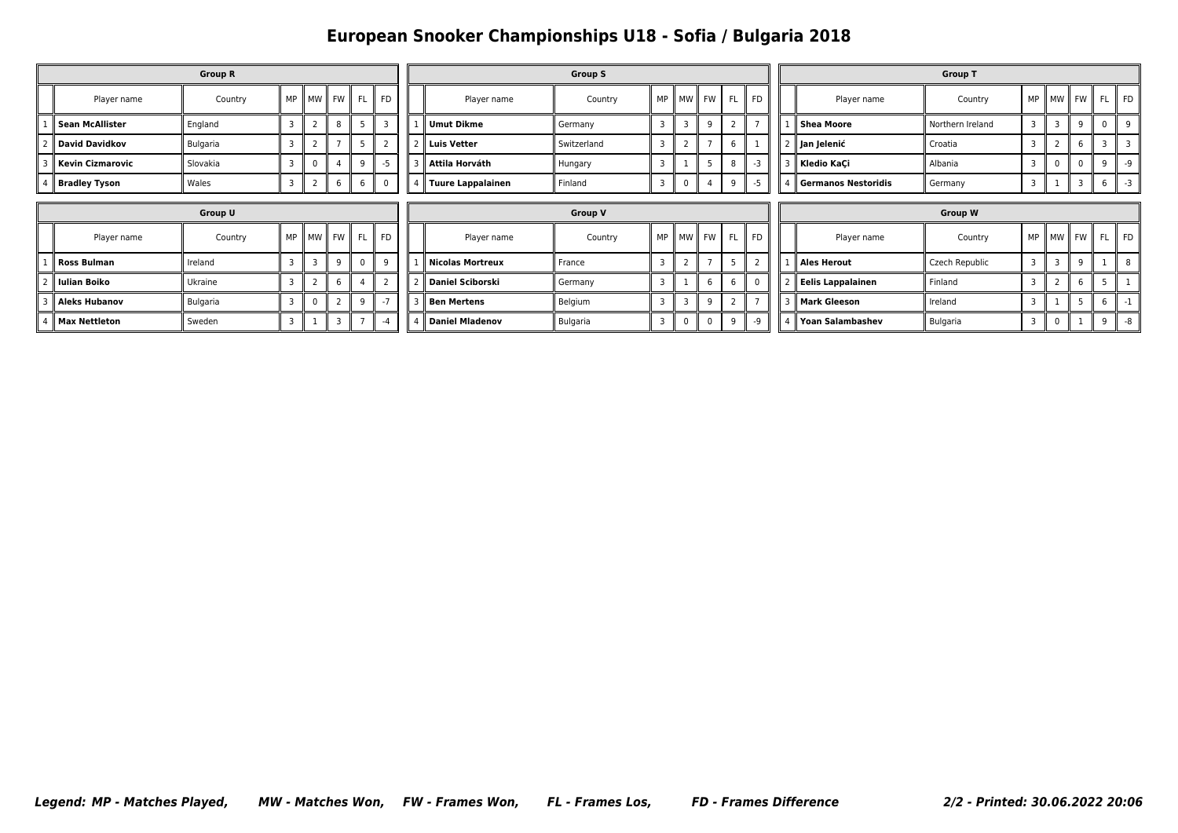# European Snooker Championships U18 - Sofia / Bulgaria 2018

### Group R

| | Player name | Country | MP | MW | FW | FL | FD |
|---|---|---|---|---|---|---|---|
| 1 | **Sean McAllister** | England | 3 | 2 | 8 | 5 | 3 |
| 2 | **David Davidkov** | Bulgaria | 3 | 2 | 7 | 5 | 2 |
| 3 | **Kevin Cizmarovic** | Slovakia | 3 | 0 | 4 | 9 | -5 |
| 4 | **Bradley Tyson** | Wales | 3 | 2 | 6 | 6 | 0 |

### Group S

| | Player name | Country | MP | MW | FW | FL | FD |
|---|---|---|---|---|---|---|---|
| 1 | **Umut Dikme** | Germany | 3 | 3 | 9 | 2 | 7 |
| 2 | **Luis Vetter** | Switzerland | 3 | 2 | 7 | 6 | 1 |
| 3 | **Attila Horváth** | Hungary | 3 | 1 | 5 | 8 | -3 |
| 4 | **Tuure Lappalainen** | Finland | 3 | 0 | 4 | 9 | -5 |

### Group T

| | Player name | Country | MP | MW | FW | FL | FD |
|---|---|---|---|---|---|---|---|
| 1 | **Shea Moore** | Northern Ireland | 3 | 3 | 9 | 0 | 9 |
| 2 | **Jan Jelenić** | Croatia | 3 | 2 | 6 | 3 | 3 |
| 3 | **Kledio KaÇi** | Albania | 3 | 0 | 0 | 9 | -9 |
| 4 | **Germanos Nestoridis** | Germany | 3 | 1 | 3 | 6 | -3 |

### Group U

| | Player name | Country | MP | MW | FW | FL | FD |
|---|---|---|---|---|---|---|---|
| 1 | **Ross Bulman** | Ireland | 3 | 3 | 9 | 0 | 9 |
| 2 | **Iulian Boiko** | Ukraine | 3 | 2 | 6 | 4 | 2 |
| 3 | **Aleks Hubanov** | Bulgaria | 3 | 0 | 2 | 9 | -7 |
| 4 | **Max Nettleton** | Sweden | 3 | 1 | 3 | 7 | -4 |

### Group V

| | Player name | Country | MP | MW | FW | FL | FD |
|---|---|---|---|---|---|---|---|
| 1 | **Nicolas Mortreux** | France | 3 | 2 | 7 | 5 | 2 |
| 2 | **Daniel Sciborski** | Germany | 3 | 1 | 6 | 6 | 0 |
| 3 | **Ben Mertens** | Belgium | 3 | 3 | 9 | 2 | 7 |
| 4 | **Daniel Mladenov** | Bulgaria | 3 | 0 | 0 | 9 | -9 |

### Group W

| | Player name | Country | MP | MW | FW | FL | FD |
|---|---|---|---|---|---|---|---|
| 1 | **Ales Herout** | Czech Republic | 3 | 3 | 9 | 1 | 8 |
| 2 | **Eelis Lappalainen** | Finland | 3 | 2 | 6 | 5 | 1 |
| 3 | **Mark Gleeson** | Ireland | 3 | 1 | 5 | 6 | -1 |
| 4 | **Yoan Salambashev** | Bulgaria | 3 | 0 | 1 | 9 | -8 |

***Legend: MP - Matches Played, MW - Matches Won, FW - Frames Won, FL - Frames Los, FD - Frames Difference***

***Printed: 30.06.2022 20:06***